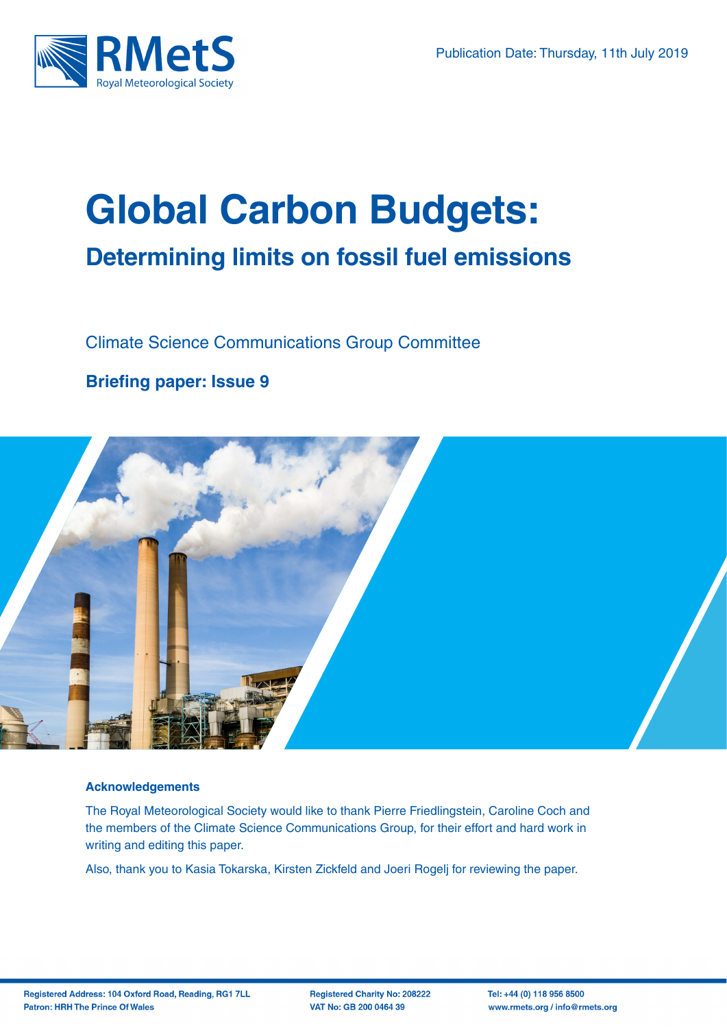RMetS
Royal Meteorological Society

Publication Date: Thursday, 11th July 2019

# Global Carbon Budgets:

## Determining limits on fossil fuel emissions

Climate Science Communications Group Committee

**Briefing paper: Issue 9**

### Acknowledgements

The Royal Meteorological Society would like to thank Pierre Friedlingstein, Caroline Coch and the members of the Climate Science Communications Group, for their effort and hard work in writing and editing this paper.

Also, thank you to Kasia Tokarska, Kirsten Zickfeld and Joeri Rogelj for reviewing the paper.

**Registered Address: 104 Oxford Road, Reading, RG1 7LL**
**Patron: HRH The Prince Of Wales**

**Registered Charity No: 208222**
**VAT No: GB 200 0464 39**

**Tel: +44 (0) 118 956 8500**
**www.rmets.org / info@rmets.org**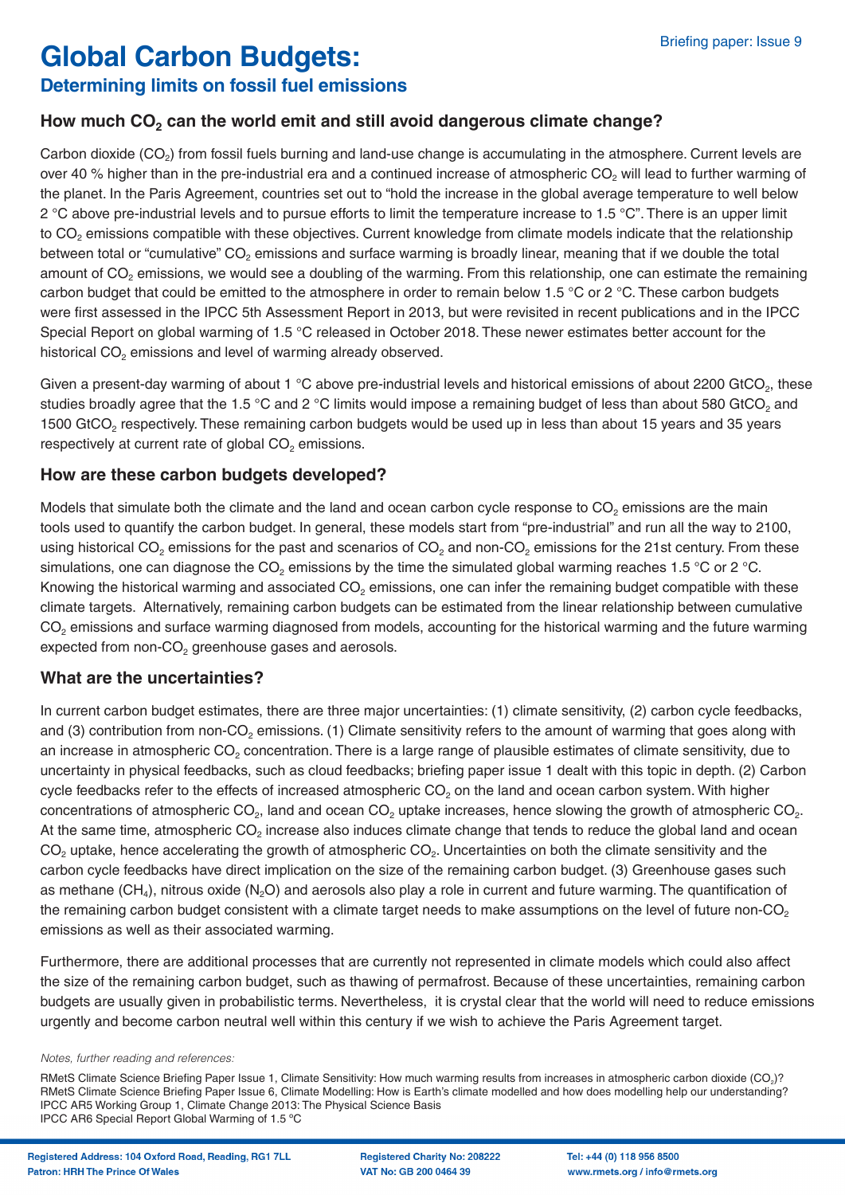# Global Carbon Budgets:

## Determining limits on fossil fuel emissions

### How much $CO_2$ can the world emit and still avoid dangerous climate change?

Carbon dioxide ($CO_2$) from fossil fuels burning and land-use change is accumulating in the atmosphere. Current levels are over 40 % higher than in the pre-industrial era and a continued increase of atmospheric $CO_2$ will lead to further warming of the planet. In the Paris Agreement, countries set out to "hold the increase in the global average temperature to well below 2 °C above pre-industrial levels and to pursue efforts to limit the temperature increase to 1.5 °C". There is an upper limit to $CO_2$ emissions compatible with these objectives. Current knowledge from climate models indicate that the relationship between total or "cumulative" $CO_2$ emissions and surface warming is broadly linear, meaning that if we double the total amount of $CO_2$ emissions, we would see a doubling of the warming. From this relationship, one can estimate the remaining carbon budget that could be emitted to the atmosphere in order to remain below 1.5 °C or 2 °C. These carbon budgets were first assessed in the IPCC 5th Assessment Report in 2013, but were revisited in recent publications and in the IPCC Special Report on global warming of 1.5 °C released in October 2018. These newer estimates better account for the historical $CO_2$ emissions and level of warming already observed.

Given a present-day warming of about 1 °C above pre-industrial levels and historical emissions of about 2200 $GtCO_2$, these studies broadly agree that the 1.5 °C and 2 °C limits would impose a remaining budget of less than about 580 $GtCO_2$ and 1500 $GtCO_2$ respectively. These remaining carbon budgets would be used up in less than about 15 years and 35 years respectively at current rate of global $CO_2$ emissions.

### How are these carbon budgets developed?

Models that simulate both the climate and the land and ocean carbon cycle response to $CO_2$ emissions are the main tools used to quantify the carbon budget. In general, these models start from "pre-industrial" and run all the way to 2100, using historical $CO_2$ emissions for the past and scenarios of $CO_2$ and non-$CO_2$ emissions for the 21st century. From these simulations, one can diagnose the $CO_2$ emissions by the time the simulated global warming reaches 1.5 °C or 2 °C. Knowing the historical warming and associated $CO_2$ emissions, one can infer the remaining budget compatible with these climate targets. Alternatively, remaining carbon budgets can be estimated from the linear relationship between cumulative $CO_2$ emissions and surface warming diagnosed from models, accounting for the historical warming and the future warming expected from non-$CO_2$ greenhouse gases and aerosols.

### What are the uncertainties?

In current carbon budget estimates, there are three major uncertainties: (1) climate sensitivity, (2) carbon cycle feedbacks, and (3) contribution from non-$CO_2$ emissions. (1) Climate sensitivity refers to the amount of warming that goes along with an increase in atmospheric $CO_2$ concentration. There is a large range of plausible estimates of climate sensitivity, due to uncertainty in physical feedbacks, such as cloud feedbacks; briefing paper issue 1 dealt with this topic in depth. (2) Carbon cycle feedbacks refer to the effects of increased atmospheric $CO_2$ on the land and ocean carbon system. With higher concentrations of atmospheric $CO_2$, land and ocean $CO_2$ uptake increases, hence slowing the growth of atmospheric $CO_2$. At the same time, atmospheric $CO_2$ increase also induces climate change that tends to reduce the global land and ocean $CO_2$ uptake, hence accelerating the growth of atmospheric $CO_2$. Uncertainties on both the climate sensitivity and the carbon cycle feedbacks have direct implication on the size of the remaining carbon budget. (3) Greenhouse gases such as methane ($CH_4$), nitrous oxide ($N_2O$) and aerosols also play a role in current and future warming. The quantification of the remaining carbon budget consistent with a climate target needs to make assumptions on the level of future non-$CO_2$ emissions as well as their associated warming.

Furthermore, there are additional processes that are currently not represented in climate models which could also affect the size of the remaining carbon budget, such as thawing of permafrost. Because of these uncertainties, remaining carbon budgets are usually given in probabilistic terms. Nevertheless, it is crystal clear that the world will need to reduce emissions urgently and become carbon neutral well within this century if we wish to achieve the Paris Agreement target.

*Notes, further reading and references:*

RMetS Climate Science Briefing Paper Issue 1, Climate Sensitivity: How much warming results from increases in atmospheric carbon dioxide ($CO_2$)?
RMetS Climate Science Briefing Paper Issue 6, Climate Modelling: How is Earth's climate modelled and how does modelling help our understanding?
IPCC AR5 Working Group 1, Climate Change 2013: The Physical Science Basis
IPCC AR6 Special Report Global Warming of 1.5 °C